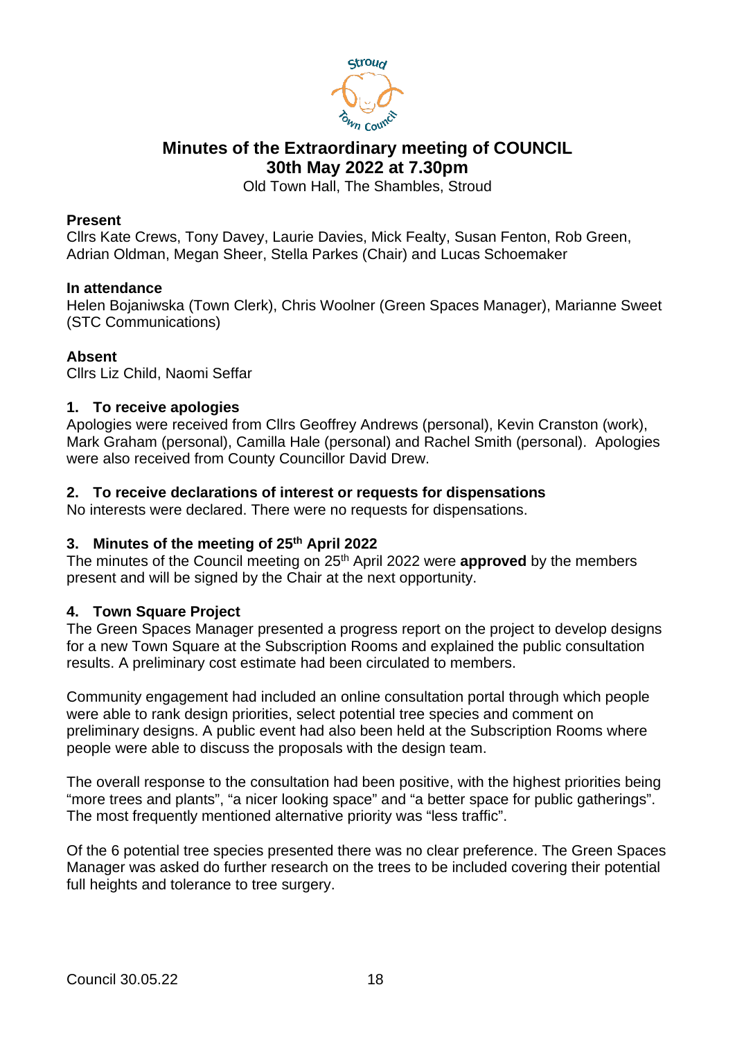# Minutes of the Extraordinary meeting of COUNCIL
## 30th May 2022 at 7.30pm

Old Town Hall, The Shambles, Stroud

**Present**
Cllrs Kate Crews, Tony Davey, Laurie Davies, Mick Fealty, Susan Fenton, Rob Green, Adrian Oldman, Megan Sheer, Stella Parkes (Chair) and Lucas Schoemaker

**In attendance**
Helen Bojaniwska (Town Clerk), Chris Woolner (Green Spaces Manager), Marianne Sweet (STC Communications)

**Absent**
Cllrs Liz Child, Naomi Seffar

### 1. To receive apologies

Apologies were received from Cllrs Geoffrey Andrews (personal), Kevin Cranston (work), Mark Graham (personal), Camilla Hale (personal) and Rachel Smith (personal). Apologies were also received from County Councillor David Drew.

### 2. To receive declarations of interest or requests for dispensations

No interests were declared. There were no requests for dispensations.

### 3. Minutes of the meeting of 25th April 2022

The minutes of the Council meeting on 25th April 2022 were **approved** by the members present and will be signed by the Chair at the next opportunity.

### 4. Town Square Project

The Green Spaces Manager presented a progress report on the project to develop designs for a new Town Square at the Subscription Rooms and explained the public consultation results. A preliminary cost estimate had been circulated to members.

Community engagement had included an online consultation portal through which people were able to rank design priorities, select potential tree species and comment on preliminary designs. A public event had also been held at the Subscription Rooms where people were able to discuss the proposals with the design team.

The overall response to the consultation had been positive, with the highest priorities being "more trees and plants", "a nicer looking space" and "a better space for public gatherings". The most frequently mentioned alternative priority was "less traffic".

Of the 6 potential tree species presented there was no clear preference. The Green Spaces Manager was asked do further research on the trees to be included covering their potential full heights and tolerance to tree surgery.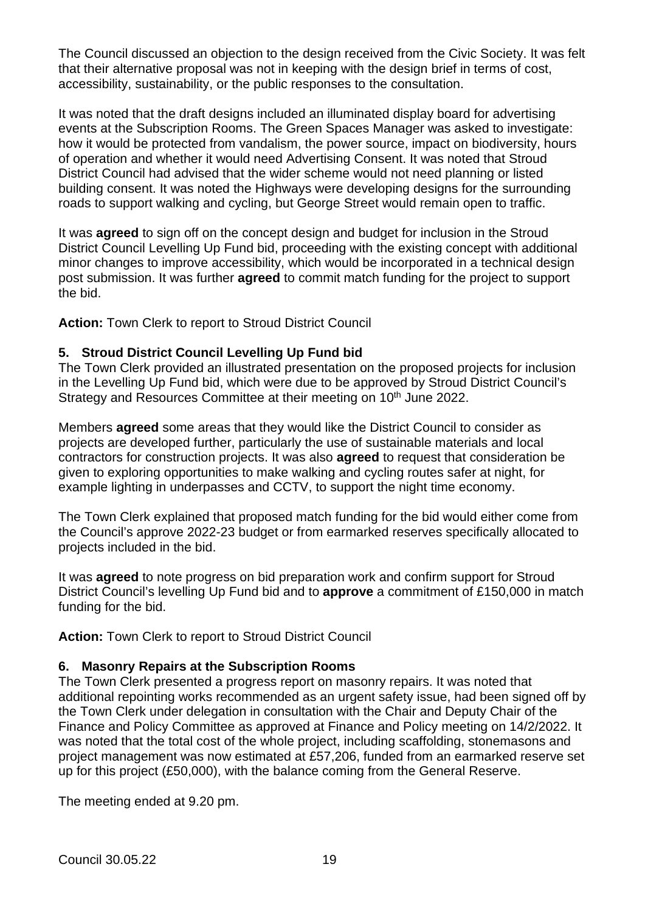The Council discussed an objection to the design received from the Civic Society. It was felt that their alternative proposal was not in keeping with the design brief in terms of cost, accessibility, sustainability, or the public responses to the consultation.

It was noted that the draft designs included an illuminated display board for advertising events at the Subscription Rooms. The Green Spaces Manager was asked to investigate: how it would be protected from vandalism, the power source, impact on biodiversity, hours of operation and whether it would need Advertising Consent. It was noted that Stroud District Council had advised that the wider scheme would not need planning or listed building consent. It was noted the Highways were developing designs for the surrounding roads to support walking and cycling, but George Street would remain open to traffic.

It was **agreed** to sign off on the concept design and budget for inclusion in the Stroud District Council Levelling Up Fund bid, proceeding with the existing concept with additional minor changes to improve accessibility, which would be incorporated in a technical design post submission. It was further **agreed** to commit match funding for the project to support the bid.

**Action:** Town Clerk to report to Stroud District Council

## 5. Stroud District Council Levelling Up Fund bid

The Town Clerk provided an illustrated presentation on the proposed projects for inclusion in the Levelling Up Fund bid, which were due to be approved by Stroud District Council's Strategy and Resources Committee at their meeting on 10th June 2022.

Members **agreed** some areas that they would like the District Council to consider as projects are developed further, particularly the use of sustainable materials and local contractors for construction projects. It was also **agreed** to request that consideration be given to exploring opportunities to make walking and cycling routes safer at night, for example lighting in underpasses and CCTV, to support the night time economy.

The Town Clerk explained that proposed match funding for the bid would either come from the Council's approve 2022-23 budget or from earmarked reserves specifically allocated to projects included in the bid.

It was **agreed** to note progress on bid preparation work and confirm support for Stroud District Council's levelling Up Fund bid and to **approve** a commitment of £150,000 in match funding for the bid.

**Action:** Town Clerk to report to Stroud District Council

## 6. Masonry Repairs at the Subscription Rooms

The Town Clerk presented a progress report on masonry repairs. It was noted that additional repointing works recommended as an urgent safety issue, had been signed off by the Town Clerk under delegation in consultation with the Chair and Deputy Chair of the Finance and Policy Committee as approved at Finance and Policy meeting on 14/2/2022. It was noted that the total cost of the whole project, including scaffolding, stonemasons and project management was now estimated at £57,206, funded from an earmarked reserve set up for this project (£50,000), with the balance coming from the General Reserve.

The meeting ended at 9.20 pm.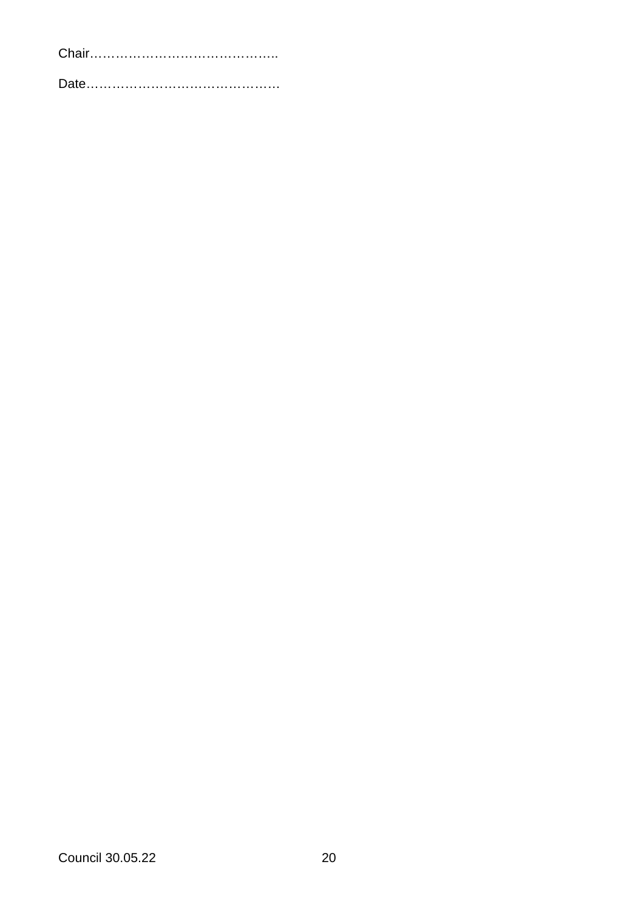Chair……………………………………..

Date………………………………………